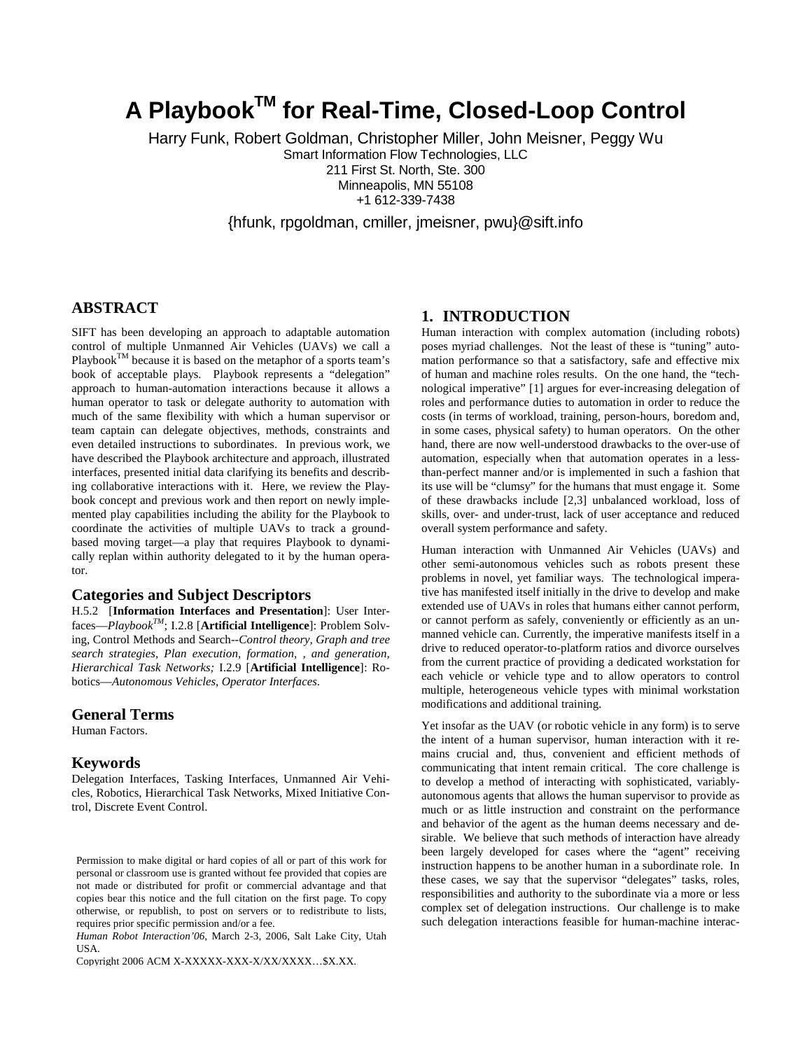# A Playbook[TM] for Real-Time, Closed-Loop Control

Harry Funk, Robert Goldman, Christopher Miller, John Meisner, Peggy Wu
Smart Information Flow Technologies, LLC
211 First St. North, Ste. 300
Minneapolis, MN 55108
+1 612-339-7438

{hfunk, rpgoldman, cmiller, jmeisner, pwu}@sift.info

## ABSTRACT

SIFT has been developing an approach to adaptable automation control of multiple Unmanned Air Vehicles (UAVs) we call a Playbook[TM] because it is based on the metaphor of a sports team's book of acceptable plays. Playbook represents a "delegation" approach to human-automation interactions because it allows a human operator to task or delegate authority to automation with much of the same flexibility with which a human supervisor or team captain can delegate objectives, methods, constraints and even detailed instructions to subordinates. In previous work, we have described the Playbook architecture and approach, illustrated interfaces, presented initial data clarifying its benefits and describing collaborative interactions with it. Here, we review the Playbook concept and previous work and then report on newly implemented play capabilities including the ability for the Playbook to coordinate the activities of multiple UAVs to track a ground-based moving target—a play that requires Playbook to dynamically replan within authority delegated to it by the human operator.

### Categories and Subject Descriptors

H.5.2 [**Information Interfaces and Presentation**]: User Interfaces—*Playbook[TM]*; I.2.8 [**Artificial Intelligence**]: Problem Solving, Control Methods and Search--*Control theory, Graph and tree search strategies, Plan execution, formation, , and generation, Hierarchical Task Networks;* I.2.9 [**Artificial Intelligence**]: Robotics—*Autonomous Vehicles, Operator Interfaces*.

### General Terms

Human Factors.

### Keywords

Delegation Interfaces, Tasking Interfaces, Unmanned Air Vehicles, Robotics, Hierarchical Task Networks, Mixed Initiative Control, Discrete Event Control.

Permission to make digital or hard copies of all or part of this work for personal or classroom use is granted without fee provided that copies are not made or distributed for profit or commercial advantage and that copies bear this notice and the full citation on the first page. To copy otherwise, or republish, to post on servers or to redistribute to lists, requires prior specific permission and/or a fee.

*Human Robot Interaction'06*, March 2-3, 2006, Salt Lake City, Utah USA.

Copyright 2006 ACM X-XXXXX-XXX-X/XX/XXXX…$X.XX.

## 1. INTRODUCTION

Human interaction with complex automation (including robots) poses myriad challenges. Not the least of these is "tuning" automation performance so that a satisfactory, safe and effective mix of human and machine roles results. On the one hand, the "technological imperative" [1] argues for ever-increasing delegation of roles and performance duties to automation in order to reduce the costs (in terms of workload, training, person-hours, boredom and, in some cases, physical safety) to human operators. On the other hand, there are now well-understood drawbacks to the over-use of automation, especially when that automation operates in a less-than-perfect manner and/or is implemented in such a fashion that its use will be "clumsy" for the humans that must engage it. Some of these drawbacks include [2,3] unbalanced workload, loss of skills, over- and under-trust, lack of user acceptance and reduced overall system performance and safety.

Human interaction with Unmanned Air Vehicles (UAVs) and other semi-autonomous vehicles such as robots present these problems in novel, yet familiar ways. The technological imperative has manifested itself initially in the drive to develop and make extended use of UAVs in roles that humans either cannot perform, or cannot perform as safely, conveniently or efficiently as an unmanned vehicle can. Currently, the imperative manifests itself in a drive to reduced operator-to-platform ratios and divorce ourselves from the current practice of providing a dedicated workstation for each vehicle or vehicle type and to allow operators to control multiple, heterogeneous vehicle types with minimal workstation modifications and additional training.

Yet insofar as the UAV (or robotic vehicle in any form) is to serve the intent of a human supervisor, human interaction with it remains crucial and, thus, convenient and efficient methods of communicating that intent remain critical. The core challenge is to develop a method of interacting with sophisticated, variably-autonomous agents that allows the human supervisor to provide as much or as little instruction and constraint on the performance and behavior of the agent as the human deems necessary and desirable. We believe that such methods of interaction have already been largely developed for cases where the "agent" receiving instruction happens to be another human in a subordinate role. In these cases, we say that the supervisor "delegates" tasks, roles, responsibilities and authority to the subordinate via a more or less complex set of delegation instructions. Our challenge is to make such delegation interactions feasible for human-machine interac-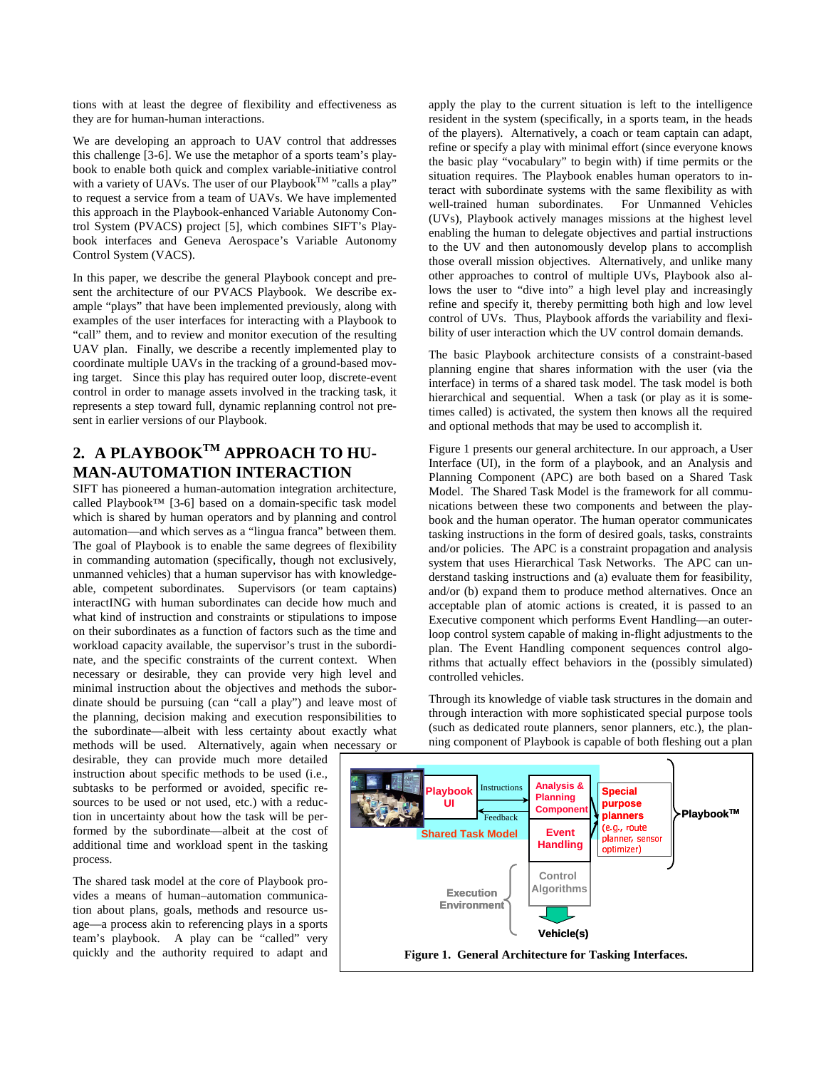tions with at least the degree of flexibility and effectiveness as they are for human-human interactions.

We are developing an approach to UAV control that addresses this challenge [3-6]. We use the metaphor of a sports team's playbook to enable both quick and complex variable-initiative control with a variety of UAVs. The user of our Playbook™ "calls a play" to request a service from a team of UAVs. We have implemented this approach in the Playbook-enhanced Variable Autonomy Control System (PVACS) project [5], which combines SIFT's Playbook interfaces and Geneva Aerospace's Variable Autonomy Control System (VACS).

In this paper, we describe the general Playbook concept and present the architecture of our PVACS Playbook. We describe example "plays" that have been implemented previously, along with examples of the user interfaces for interacting with a Playbook to "call" them, and to review and monitor execution of the resulting UAV plan. Finally, we describe a recently implemented play to coordinate multiple UAVs in the tracking of a ground-based moving target. Since this play has required outer loop, discrete-event control in order to manage assets involved in the tracking task, it represents a step toward full, dynamic replanning control not present in earlier versions of our Playbook.

## 2. A PLAYBOOK™ APPROACH TO HUMAN-AUTOMATION INTERACTION

SIFT has pioneered a human-automation integration architecture, called Playbook™ [3-6] based on a domain-specific task model which is shared by human operators and by planning and control automation—and which serves as a "lingua franca" between them. The goal of Playbook is to enable the same degrees of flexibility in commanding automation (specifically, though not exclusively, unmanned vehicles) that a human supervisor has with knowledgeable, competent subordinates. Supervisors (or team captains) interactING with human subordinates can decide how much and what kind of instruction and constraints or stipulations to impose on their subordinates as a function of factors such as the time and workload capacity available, the supervisor's trust in the subordinate, and the specific constraints of the current context. When necessary or desirable, they can provide very high level and minimal instruction about the objectives and methods the subordinate should be pursuing (can "call a play") and leave most of the planning, decision making and execution responsibilities to the subordinate—albeit with less certainty about exactly what methods will be used. Alternatively, again when necessary or desirable, they can provide much more detailed instruction about specific methods to be used (i.e., subtasks to be performed or avoided, specific resources to be used or not used, etc.) with a reduction in uncertainty about how the task will be performed by the subordinate—albeit at the cost of additional time and workload spent in the tasking process.

The shared task model at the core of Playbook provides a means of human–automation communication about plans, goals, methods and resource usage—a process akin to referencing plays in a sports team's playbook. A play can be "called" very quickly and the authority required to adapt and apply the play to the current situation is left to the intelligence resident in the system (specifically, in a sports team, in the heads of the players). Alternatively, a coach or team captain can adapt, refine or specify a play with minimal effort (since everyone knows the basic play "vocabulary" to begin with) if time permits or the situation requires. The Playbook enables human operators to interact with subordinate systems with the same flexibility as with well-trained human subordinates. For Unmanned Vehicles (UVs), Playbook actively manages missions at the highest level enabling the human to delegate objectives and partial instructions to the UV and then autonomously develop plans to accomplish those overall mission objectives. Alternatively, and unlike many other approaches to control of multiple UVs, Playbook also allows the user to "dive into" a high level play and increasingly refine and specify it, thereby permitting both high and low level control of UVs. Thus, Playbook affords the variability and flexibility of user interaction which the UV control domain demands.

The basic Playbook architecture consists of a constraint-based planning engine that shares information with the user (via the interface) in terms of a shared task model. The task model is both hierarchical and sequential. When a task (or play as it is sometimes called) is activated, the system then knows all the required and optional methods that may be used to accomplish it.

Figure 1 presents our general architecture. In our approach, a User Interface (UI), in the form of a playbook, and an Analysis and Planning Component (APC) are both based on a Shared Task Model. The Shared Task Model is the framework for all communications between these two components and between the playbook and the human operator. The human operator communicates tasking instructions in the form of desired goals, tasks, constraints and/or policies. The APC is a constraint propagation and analysis system that uses Hierarchical Task Networks. The APC can understand tasking instructions and (a) evaluate them for feasibility, and/or (b) expand them to produce method alternatives. Once an acceptable plan of atomic actions is created, it is passed to an Executive component which performs Event Handling—an outer-loop control system capable of making in-flight adjustments to the plan. The Event Handling component sequences control algorithms that actually effect behaviors in the (possibly simulated) controlled vehicles.

Through its knowledge of viable task structures in the domain and through interaction with more sophisticated special purpose tools (such as dedicated route planners, senor planners, etc.), the planning component of Playbook is capable of both fleshing out a plan

**Figure 1. General Architecture for Tasking Interfaces.**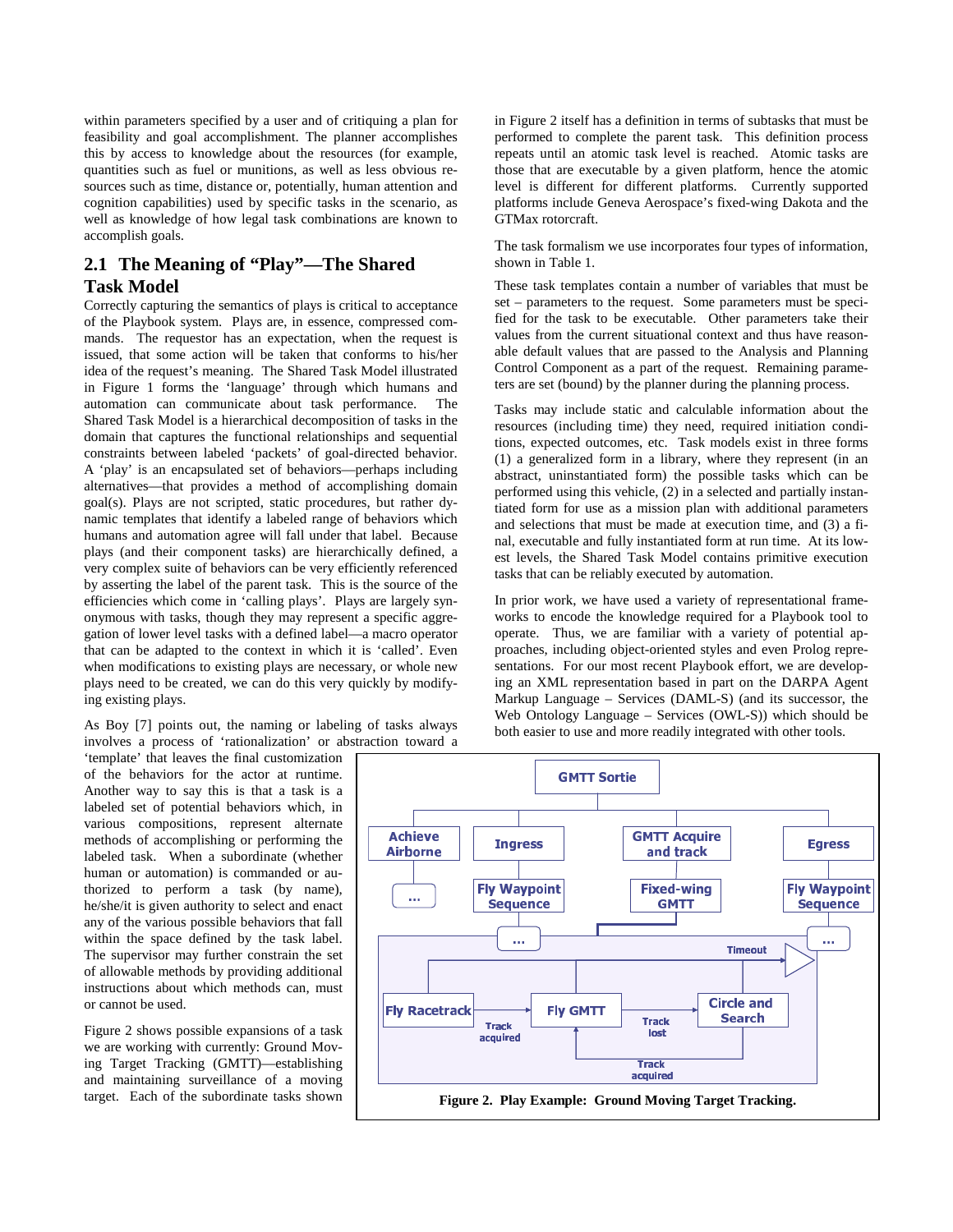within parameters specified by a user and of critiquing a plan for feasibility and goal accomplishment. The planner accomplishes this by access to knowledge about the resources (for example, quantities such as fuel or munitions, as well as less obvious resources such as time, distance or, potentially, human attention and cognition capabilities) used by specific tasks in the scenario, as well as knowledge of how legal task combinations are known to accomplish goals.

## 2.1 The Meaning of "Play"—The Shared Task Model

Correctly capturing the semantics of plays is critical to acceptance of the Playbook system. Plays are, in essence, compressed commands. The requestor has an expectation, when the request is issued, that some action will be taken that conforms to his/her idea of the request's meaning. The Shared Task Model illustrated in Figure 1 forms the 'language' through which humans and automation can communicate about task performance. The Shared Task Model is a hierarchical decomposition of tasks in the domain that captures the functional relationships and sequential constraints between labeled 'packets' of goal-directed behavior. A 'play' is an encapsulated set of behaviors—perhaps including alternatives—that provides a method of accomplishing domain goal(s). Plays are not scripted, static procedures, but rather dynamic templates that identify a labeled range of behaviors which humans and automation agree will fall under that label. Because plays (and their component tasks) are hierarchically defined, a very complex suite of behaviors can be very efficiently referenced by asserting the label of the parent task. This is the source of the efficiencies which come in 'calling plays'. Plays are largely synonymous with tasks, though they may represent a specific aggregation of lower level tasks with a defined label—a macro operator that can be adapted to the context in which it is 'called'. Even when modifications to existing plays are necessary, or whole new plays need to be created, we can do this very quickly by modifying existing plays.

As Boy [7] points out, the naming or labeling of tasks always involves a process of 'rationalization' or abstraction toward a 'template' that leaves the final customization of the behaviors for the actor at runtime. Another way to say this is that a task is a labeled set of potential behaviors which, in various compositions, represent alternate methods of accomplishing or performing the labeled task. When a subordinate (whether human or automation) is commanded or authorized to perform a task (by name), he/she/it is given authority to select and enact any of the various possible behaviors that fall within the space defined by the task label. The supervisor may further constrain the set of allowable methods by providing additional instructions about which methods can, must or cannot be used.

Figure 2 shows possible expansions of a task we are working with currently: Ground Moving Target Tracking (GMTT)—establishing and maintaining surveillance of a moving target. Each of the subordinate tasks shown in Figure 2 itself has a definition in terms of subtasks that must be performed to complete the parent task. This definition process repeats until an atomic task level is reached. Atomic tasks are those that are executable by a given platform, hence the atomic level is different for different platforms. Currently supported platforms include Geneva Aerospace's fixed-wing Dakota and the GTMax rotorcraft.

The task formalism we use incorporates four types of information, shown in Table 1.

These task templates contain a number of variables that must be set – parameters to the request. Some parameters must be specified for the task to be executable. Other parameters take their values from the current situational context and thus have reasonable default values that are passed to the Analysis and Planning Control Component as a part of the request. Remaining parameters are set (bound) by the planner during the planning process.

Tasks may include static and calculable information about the resources (including time) they need, required initiation conditions, expected outcomes, etc. Task models exist in three forms (1) a generalized form in a library, where they represent (in an abstract, uninstantiated form) the possible tasks which can be performed using this vehicle, (2) in a selected and partially instantiated form for use as a mission plan with additional parameters and selections that must be made at execution time, and (3) a final, executable and fully instantiated form at run time. At its lowest levels, the Shared Task Model contains primitive execution tasks that can be reliably executed by automation.

In prior work, we have used a variety of representational frameworks to encode the knowledge required for a Playbook tool to operate. Thus, we are familiar with a variety of potential approaches, including object-oriented styles and even Prolog representations. For our most recent Playbook effort, we are developing an XML representation based in part on the DARPA Agent Markup Language – Services (DAML-S) (and its successor, the Web Ontology Language – Services (OWL-S)) which should be both easier to use and more readily integrated with other tools.

**Figure 2. Play Example: Ground Moving Target Tracking.**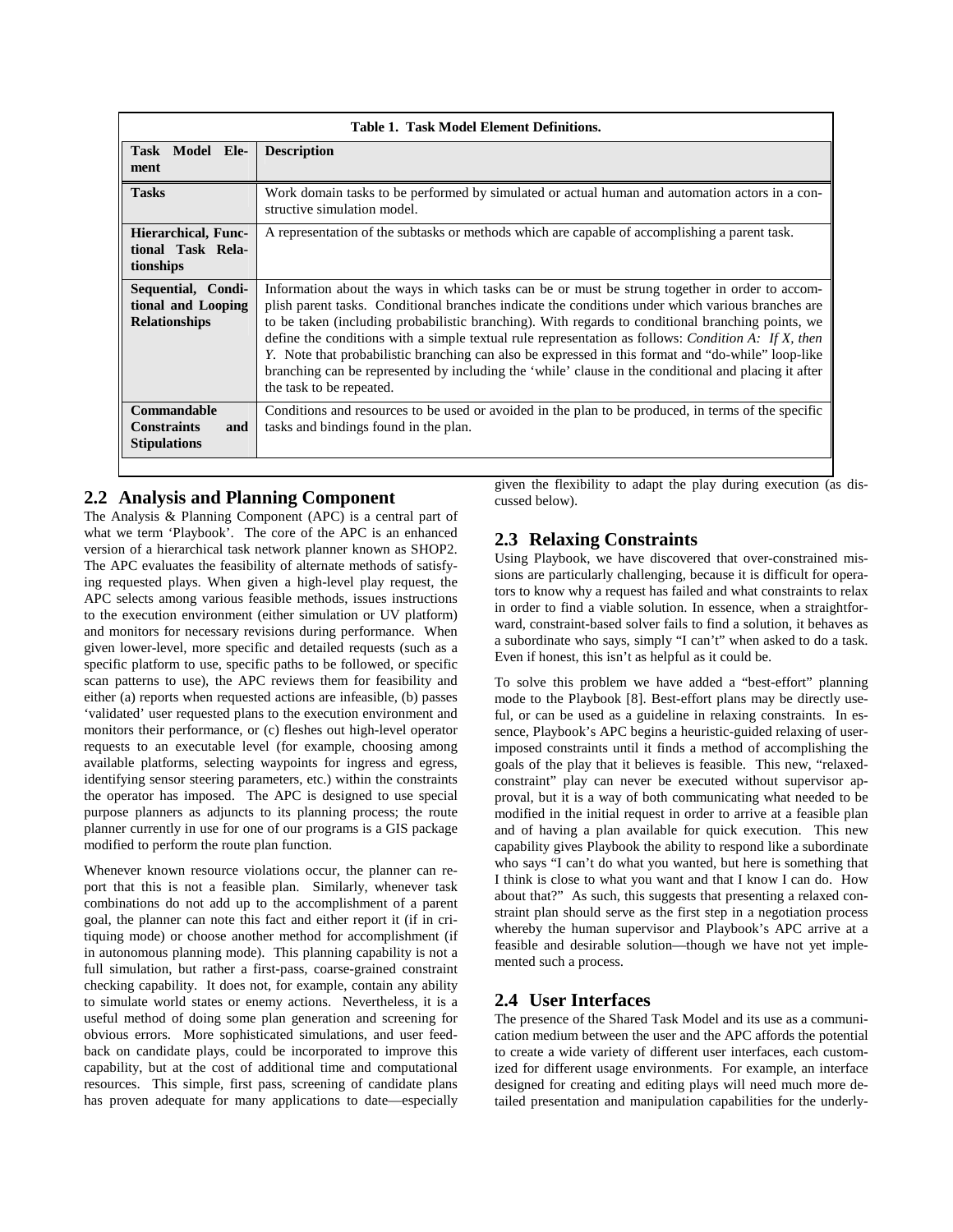**Table 1. Task Model Element Definitions.**

| Task Model Element | Description |
|---|---|
| **Tasks** | Work domain tasks to be performed by simulated or actual human and automation actors in a constructive simulation model. |
| **Hierarchical, Functional Task Relationships** | A representation of the subtasks or methods which are capable of accomplishing a parent task. |
| **Sequential, Conditional and Looping Relationships** | Information about the ways in which tasks can be or must be strung together in order to accomplish parent tasks. Conditional branches indicate the conditions under which various branches are to be taken (including probabilistic branching). With regards to conditional branching points, we define the conditions with a simple textual rule representation as follows: *Condition A: If X, then Y.* Note that probabilistic branching can also be expressed in this format and "do-while" loop-like branching can be represented by including the 'while' clause in the conditional and placing it after the task to be repeated. |
| **Commandable Constraints and Stipulations** | Conditions and resources to be used or avoided in the plan to be produced, in terms of the specific tasks and bindings found in the plan. |

## 2.2 Analysis and Planning Component

The Analysis & Planning Component (APC) is a central part of what we term 'Playbook'. The core of the APC is an enhanced version of a hierarchical task network planner known as SHOP2. The APC evaluates the feasibility of alternate methods of satisfying requested plays. When given a high-level play request, the APC selects among various feasible methods, issues instructions to the execution environment (either simulation or UV platform) and monitors for necessary revisions during performance. When given lower-level, more specific and detailed requests (such as a specific platform to use, specific paths to be followed, or specific scan patterns to use), the APC reviews them for feasibility and either (a) reports when requested actions are infeasible, (b) passes 'validated' user requested plans to the execution environment and monitors their performance, or (c) fleshes out high-level operator requests to an executable level (for example, choosing among available platforms, selecting waypoints for ingress and egress, identifying sensor steering parameters, etc.) within the constraints the operator has imposed. The APC is designed to use special purpose planners as adjuncts to its planning process; the route planner currently in use for one of our programs is a GIS package modified to perform the route plan function.

Whenever known resource violations occur, the planner can report that this is not a feasible plan. Similarly, whenever task combinations do not add up to the accomplishment of a parent goal, the planner can note this fact and either report it (if in critiquing mode) or choose another method for accomplishment (if in autonomous planning mode). This planning capability is not a full simulation, but rather a first-pass, coarse-grained constraint checking capability. It does not, for example, contain any ability to simulate world states or enemy actions. Nevertheless, it is a useful method of doing some plan generation and screening for obvious errors. More sophisticated simulations, and user feedback on candidate plays, could be incorporated to improve this capability, but at the cost of additional time and computational resources. This simple, first pass, screening of candidate plans has proven adequate for many applications to date—especially given the flexibility to adapt the play during execution (as discussed below).

## 2.3 Relaxing Constraints

Using Playbook, we have discovered that over-constrained missions are particularly challenging, because it is difficult for operators to know why a request has failed and what constraints to relax in order to find a viable solution. In essence, when a straightforward, constraint-based solver fails to find a solution, it behaves as a subordinate who says, simply "I can't" when asked to do a task. Even if honest, this isn't as helpful as it could be.

To solve this problem we have added a "best-effort" planning mode to the Playbook [8]. Best-effort plans may be directly useful, or can be used as a guideline in relaxing constraints. In essence, Playbook's APC begins a heuristic-guided relaxing of user-imposed constraints until it finds a method of accomplishing the goals of the play that it believes is feasible. This new, "relaxed-constraint" play can never be executed without supervisor approval, but it is a way of both communicating what needed to be modified in the initial request in order to arrive at a feasible plan and of having a plan available for quick execution. This new capability gives Playbook the ability to respond like a subordinate who says "I can't do what you wanted, but here is something that I think is close to what you want and that I know I can do. How about that?" As such, this suggests that presenting a relaxed constraint plan should serve as the first step in a negotiation process whereby the human supervisor and Playbook's APC arrive at a feasible and desirable solution—though we have not yet implemented such a process.

## 2.4 User Interfaces

The presence of the Shared Task Model and its use as a communication medium between the user and the APC affords the potential to create a wide variety of different user interfaces, each customized for different usage environments. For example, an interface designed for creating and editing plays will need much more detailed presentation and manipulation capabilities for the underly-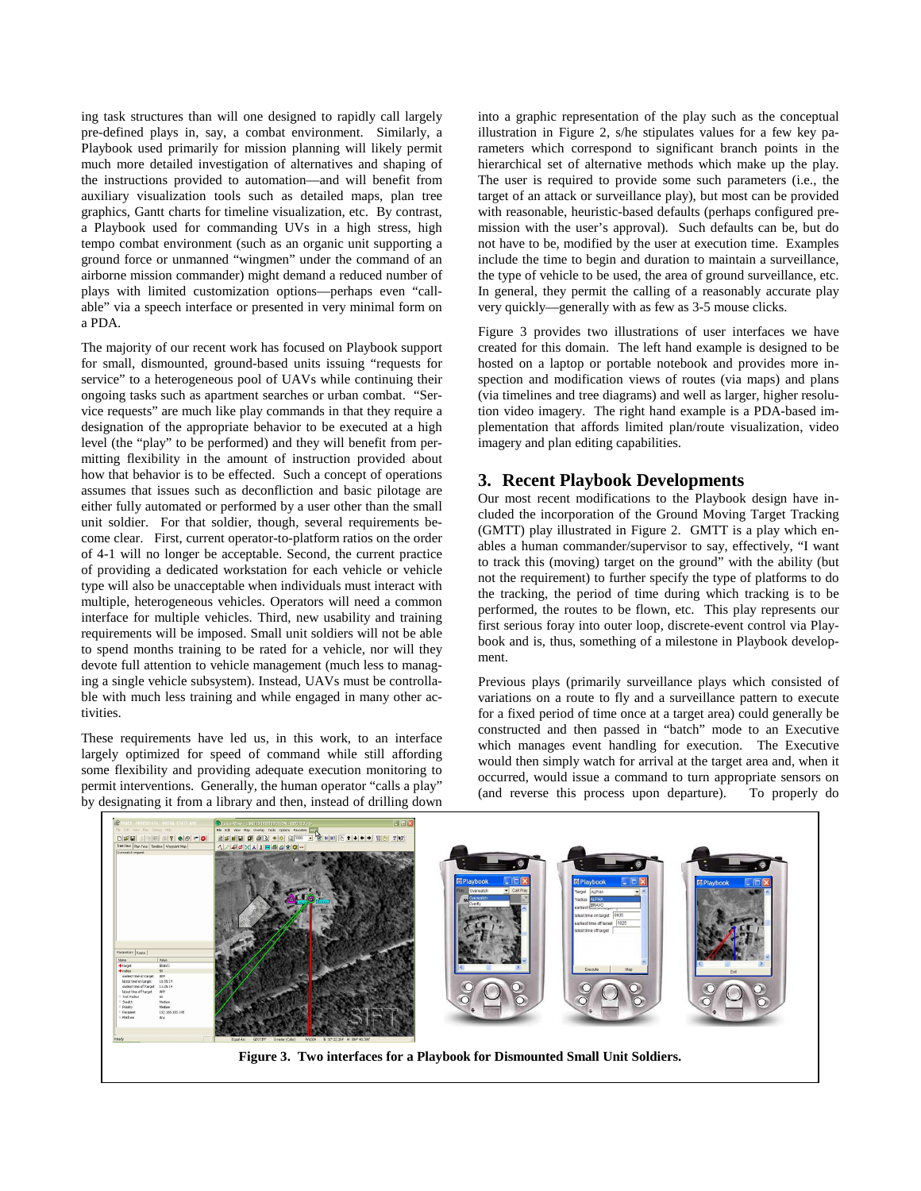ing task structures than will one designed to rapidly call largely pre-defined plays in, say, a combat environment. Similarly, a Playbook used primarily for mission planning will likely permit much more detailed investigation of alternatives and shaping of the instructions provided to automation—and will benefit from auxiliary visualization tools such as detailed maps, plan tree graphics, Gantt charts for timeline visualization, etc. By contrast, a Playbook used for commanding UVs in a high stress, high tempo combat environment (such as an organic unit supporting a ground force or unmanned "wingmen" under the command of an airborne mission commander) might demand a reduced number of plays with limited customization options—perhaps even "call-able" via a speech interface or presented in very minimal form on a PDA.

The majority of our recent work has focused on Playbook support for small, dismounted, ground-based units issuing "requests for service" to a heterogeneous pool of UAVs while continuing their ongoing tasks such as apartment searches or urban combat. "Service requests" are much like play commands in that they require a designation of the appropriate behavior to be executed at a high level (the "play" to be performed) and they will benefit from permitting flexibility in the amount of instruction provided about how that behavior is to be effected. Such a concept of operations assumes that issues such as deconfliction and basic pilotage are either fully automated or performed by a user other than the small unit soldier. For that soldier, though, several requirements become clear. First, current operator-to-platform ratios on the order of 4-1 will no longer be acceptable. Second, the current practice of providing a dedicated workstation for each vehicle or vehicle type will also be unacceptable when individuals must interact with multiple, heterogeneous vehicles. Operators will need a common interface for multiple vehicles. Third, new usability and training requirements will be imposed. Small unit soldiers will not be able to spend months training to be rated for a vehicle, nor will they devote full attention to vehicle management (much less to managing a single vehicle subsystem). Instead, UAVs must be controllable with much less training and while engaged in many other activities.

These requirements have led us, in this work, to an interface largely optimized for speed of command while still affording some flexibility and providing adequate execution monitoring to permit interventions. Generally, the human operator "calls a play" by designating it from a library and then, instead of drilling down into a graphic representation of the play such as the conceptual illustration in Figure 2, s/he stipulates values for a few key parameters which correspond to significant branch points in the hierarchical set of alternative methods which make up the play. The user is required to provide some such parameters (i.e., the target of an attack or surveillance play), but most can be provided with reasonable, heuristic-based defaults (perhaps configured pre-mission with the user's approval). Such defaults can be, but do not have to be, modified by the user at execution time. Examples include the time to begin and duration to maintain a surveillance, the type of vehicle to be used, the area of ground surveillance, etc. In general, they permit the calling of a reasonably accurate play very quickly—generally with as few as 3-5 mouse clicks.

Figure 3 provides two illustrations of user interfaces we have created for this domain. The left hand example is designed to be hosted on a laptop or portable notebook and provides more inspection and modification views of routes (via maps) and plans (via timelines and tree diagrams) and well as larger, higher resolution video imagery. The right hand example is a PDA-based implementation that affords limited plan/route visualization, video imagery and plan editing capabilities.

## 3. Recent Playbook Developments

Our most recent modifications to the Playbook design have included the incorporation of the Ground Moving Target Tracking (GMTT) play illustrated in Figure 2. GMTT is a play which enables a human commander/supervisor to say, effectively, "I want to track this (moving) target on the ground" with the ability (but not the requirement) to further specify the type of platforms to do the tracking, the period of time during which tracking is to be performed, the routes to be flown, etc. This play represents our first serious foray into outer loop, discrete-event control via Playbook and is, thus, something of a milestone in Playbook development.

Previous plays (primarily surveillance plays which consisted of variations on a route to fly and a surveillance pattern to execute for a fixed period of time once at a target area) could generally be constructed and then passed in "batch" mode to an Executive which manages event handling for execution. The Executive would then simply watch for arrival at the target area and, when it occurred, would issue a command to turn appropriate sensors on (and reverse this process upon departure). To properly do

**Figure 3. Two interfaces for a Playbook for Dismounted Small Unit Soldiers.**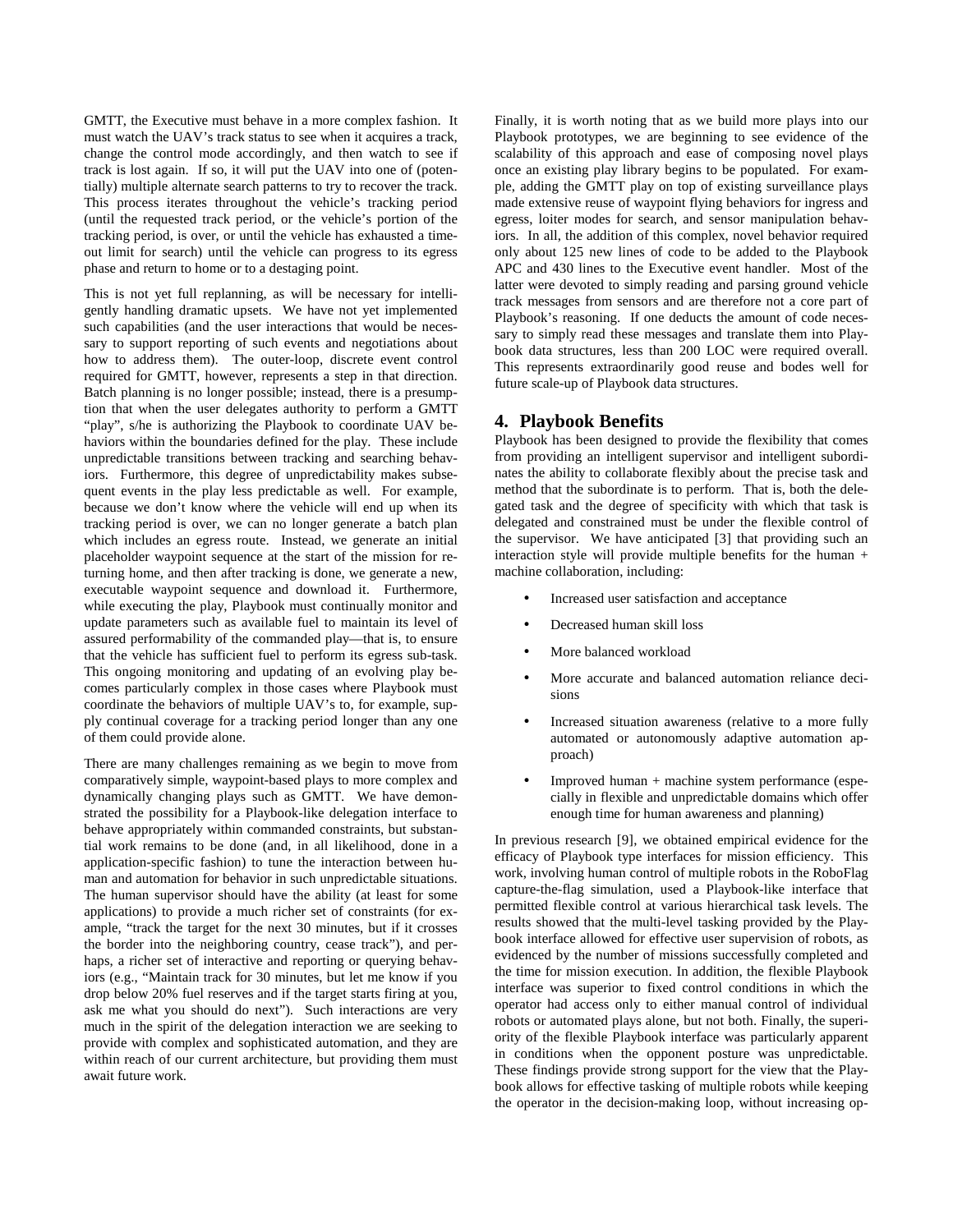GMTT, the Executive must behave in a more complex fashion. It must watch the UAV's track status to see when it acquires a track, change the control mode accordingly, and then watch to see if track is lost again. If so, it will put the UAV into one of (potentially) multiple alternate search patterns to try to recover the track. This process iterates throughout the vehicle's tracking period (until the requested track period, or the vehicle's portion of the tracking period, is over, or until the vehicle has exhausted a time-out limit for search) until the vehicle can progress to its egress phase and return to home or to a destaging point.

This is not yet full replanning, as will be necessary for intelligently handling dramatic upsets. We have not yet implemented such capabilities (and the user interactions that would be necessary to support reporting of such events and negotiations about how to address them). The outer-loop, discrete event control required for GMTT, however, represents a step in that direction. Batch planning is no longer possible; instead, there is a presumption that when the user delegates authority to perform a GMTT "play", s/he is authorizing the Playbook to coordinate UAV behaviors within the boundaries defined for the play. These include unpredictable transitions between tracking and searching behaviors. Furthermore, this degree of unpredictability makes subsequent events in the play less predictable as well. For example, because we don't know where the vehicle will end up when its tracking period is over, we can no longer generate a batch plan which includes an egress route. Instead, we generate an initial placeholder waypoint sequence at the start of the mission for returning home, and then after tracking is done, we generate a new, executable waypoint sequence and download it. Furthermore, while executing the play, Playbook must continually monitor and update parameters such as available fuel to maintain its level of assured performability of the commanded play—that is, to ensure that the vehicle has sufficient fuel to perform its egress sub-task. This ongoing monitoring and updating of an evolving play becomes particularly complex in those cases where Playbook must coordinate the behaviors of multiple UAV's to, for example, supply continual coverage for a tracking period longer than any one of them could provide alone.

There are many challenges remaining as we begin to move from comparatively simple, waypoint-based plays to more complex and dynamically changing plays such as GMTT. We have demonstrated the possibility for a Playbook-like delegation interface to behave appropriately within commanded constraints, but substantial work remains to be done (and, in all likelihood, done in a application-specific fashion) to tune the interaction between human and automation for behavior in such unpredictable situations. The human supervisor should have the ability (at least for some applications) to provide a much richer set of constraints (for example, "track the target for the next 30 minutes, but if it crosses the border into the neighboring country, cease track"), and perhaps, a richer set of interactive and reporting or querying behaviors (e.g., "Maintain track for 30 minutes, but let me know if you drop below 20% fuel reserves and if the target starts firing at you, ask me what you should do next"). Such interactions are very much in the spirit of the delegation interaction we are seeking to provide with complex and sophisticated automation, and they are within reach of our current architecture, but providing them must await future work.

Finally, it is worth noting that as we build more plays into our Playbook prototypes, we are beginning to see evidence of the scalability of this approach and ease of composing novel plays once an existing play library begins to be populated. For example, adding the GMTT play on top of existing surveillance plays made extensive reuse of waypoint flying behaviors for ingress and egress, loiter modes for search, and sensor manipulation behaviors. In all, the addition of this complex, novel behavior required only about 125 new lines of code to be added to the Playbook APC and 430 lines to the Executive event handler. Most of the latter were devoted to simply reading and parsing ground vehicle track messages from sensors and are therefore not a core part of Playbook's reasoning. If one deducts the amount of code necessary to simply read these messages and translate them into Playbook data structures, less than 200 LOC were required overall. This represents extraordinarily good reuse and bodes well for future scale-up of Playbook data structures.

## 4. Playbook Benefits

Playbook has been designed to provide the flexibility that comes from providing an intelligent supervisor and intelligent subordinates the ability to collaborate flexibly about the precise task and method that the subordinate is to perform. That is, both the delegated task and the degree of specificity with which that task is delegated and constrained must be under the flexible control of the supervisor. We have anticipated [3] that providing such an interaction style will provide multiple benefits for the human + machine collaboration, including:

- Increased user satisfaction and acceptance
- Decreased human skill loss
- More balanced workload
- More accurate and balanced automation reliance decisions
- Increased situation awareness (relative to a more fully automated or autonomously adaptive automation approach)
- Improved human + machine system performance (especially in flexible and unpredictable domains which offer enough time for human awareness and planning)

In previous research [9], we obtained empirical evidence for the efficacy of Playbook type interfaces for mission efficiency. This work, involving human control of multiple robots in the RoboFlag capture-the-flag simulation, used a Playbook-like interface that permitted flexible control at various hierarchical task levels. The results showed that the multi-level tasking provided by the Playbook interface allowed for effective user supervision of robots, as evidenced by the number of missions successfully completed and the time for mission execution. In addition, the flexible Playbook interface was superior to fixed control conditions in which the operator had access only to either manual control of individual robots or automated plays alone, but not both. Finally, the superiority of the flexible Playbook interface was particularly apparent in conditions when the opponent posture was unpredictable. These findings provide strong support for the view that the Playbook allows for effective tasking of multiple robots while keeping the operator in the decision-making loop, without increasing op-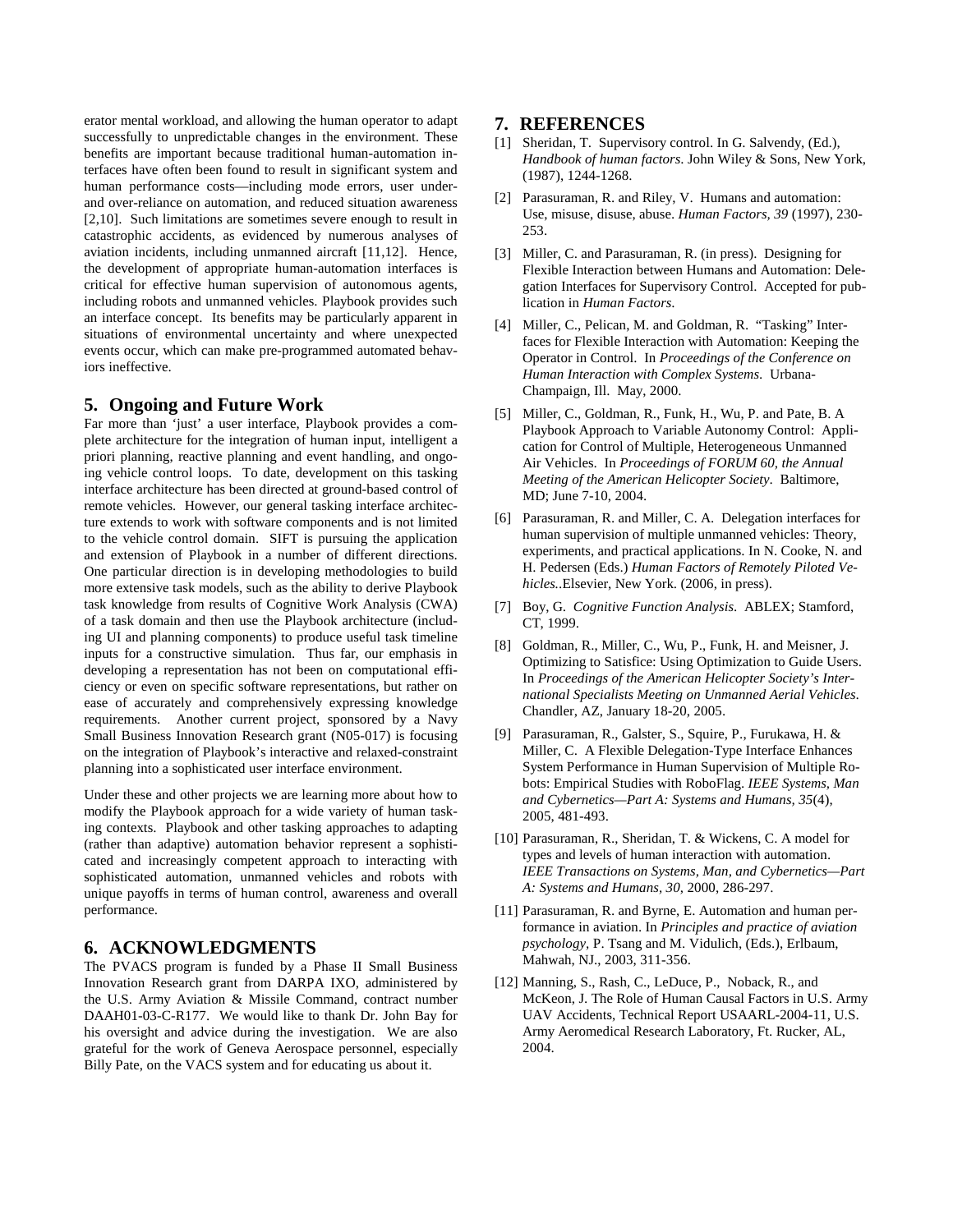erator mental workload, and allowing the human operator to adapt successfully to unpredictable changes in the environment. These benefits are important because traditional human-automation interfaces have often been found to result in significant system and human performance costs—including mode errors, user under- and over-reliance on automation, and reduced situation awareness [2,10]. Such limitations are sometimes severe enough to result in catastrophic accidents, as evidenced by numerous analyses of aviation incidents, including unmanned aircraft [11,12]. Hence, the development of appropriate human-automation interfaces is critical for effective human supervision of autonomous agents, including robots and unmanned vehicles. Playbook provides such an interface concept. Its benefits may be particularly apparent in situations of environmental uncertainty and where unexpected events occur, which can make pre-programmed automated behaviors ineffective.

## 5. Ongoing and Future Work

Far more than 'just' a user interface, Playbook provides a complete architecture for the integration of human input, intelligent a priori planning, reactive planning and event handling, and ongoing vehicle control loops. To date, development on this tasking interface architecture has been directed at ground-based control of remote vehicles. However, our general tasking interface architecture extends to work with software components and is not limited to the vehicle control domain. SIFT is pursuing the application and extension of Playbook in a number of different directions. One particular direction is in developing methodologies to build more extensive task models, such as the ability to derive Playbook task knowledge from results of Cognitive Work Analysis (CWA) of a task domain and then use the Playbook architecture (including UI and planning components) to produce useful task timeline inputs for a constructive simulation. Thus far, our emphasis in developing a representation has not been on computational efficiency or even on specific software representations, but rather on ease of accurately and comprehensively expressing knowledge requirements. Another current project, sponsored by a Navy Small Business Innovation Research grant (N05-017) is focusing on the integration of Playbook's interactive and relaxed-constraint planning into a sophisticated user interface environment.

Under these and other projects we are learning more about how to modify the Playbook approach for a wide variety of human tasking contexts. Playbook and other tasking approaches to adapting (rather than adaptive) automation behavior represent a sophisticated and increasingly competent approach to interacting with sophisticated automation, unmanned vehicles and robots with unique payoffs in terms of human control, awareness and overall performance.

## 6. ACKNOWLEDGMENTS

The PVACS program is funded by a Phase II Small Business Innovation Research grant from DARPA IXO, administered by the U.S. Army Aviation & Missile Command, contract number DAAH01-03-C-R177. We would like to thank Dr. John Bay for his oversight and advice during the investigation. We are also grateful for the work of Geneva Aerospace personnel, especially Billy Pate, on the VACS system and for educating us about it.

## 7. REFERENCES

[1] Sheridan, T. Supervisory control. In G. Salvendy, (Ed.), *Handbook of human factors*. John Wiley & Sons, New York, (1987), 1244-1268.

[2] Parasuraman, R. and Riley, V. Humans and automation: Use, misuse, disuse, abuse. *Human Factors, 39* (1997), 230-253.

[3] Miller, C. and Parasuraman, R. (in press). Designing for Flexible Interaction between Humans and Automation: Delegation Interfaces for Supervisory Control. Accepted for publication in *Human Factors*.

[4] Miller, C., Pelican, M. and Goldman, R. "Tasking" Interfaces for Flexible Interaction with Automation: Keeping the Operator in Control. In *Proceedings of the Conference on Human Interaction with Complex Systems*. Urbana-Champaign, Ill. May, 2000.

[5] Miller, C., Goldman, R., Funk, H., Wu, P. and Pate, B. A Playbook Approach to Variable Autonomy Control: Application for Control of Multiple, Heterogeneous Unmanned Air Vehicles. In *Proceedings of FORUM 60, the Annual Meeting of the American Helicopter Society*. Baltimore, MD; June 7-10, 2004.

[6] Parasuraman, R. and Miller, C. A. Delegation interfaces for human supervision of multiple unmanned vehicles: Theory, experiments, and practical applications. In N. Cooke, N. and H. Pedersen (Eds.) *Human Factors of Remotely Piloted Vehicles.*.Elsevier, New York. (2006, in press).

[7] Boy, G. *Cognitive Function Analysis*. ABLEX; Stamford, CT, 1999.

[8] Goldman, R., Miller, C., Wu, P., Funk, H. and Meisner, J. Optimizing to Satisfice: Using Optimization to Guide Users. In *Proceedings of the American Helicopter Society's International Specialists Meeting on Unmanned Aerial Vehicles*. Chandler, AZ, January 18-20, 2005.

[9] Parasuraman, R., Galster, S., Squire, P., Furukawa, H. & Miller, C. A Flexible Delegation-Type Interface Enhances System Performance in Human Supervision of Multiple Robots: Empirical Studies with RoboFlag. *IEEE Systems, Man and Cybernetics—Part A: Systems and Humans, 35*(4), 2005, 481-493.

[10] Parasuraman, R., Sheridan, T. & Wickens, C. A model for types and levels of human interaction with automation. *IEEE Transactions on Systems, Man, and Cybernetics—Part A: Systems and Humans, 30*, 2000, 286-297.

[11] Parasuraman, R. and Byrne, E. Automation and human performance in aviation. In *Principles and practice of aviation psychology*, P. Tsang and M. Vidulich, (Eds.), Erlbaum, Mahwah, NJ., 2003, 311-356.

[12] Manning, S., Rash, C., LeDuce, P., Noback, R., and McKeon, J. The Role of Human Causal Factors in U.S. Army UAV Accidents, Technical Report USAARL-2004-11, U.S. Army Aeromedical Research Laboratory, Ft. Rucker, AL, 2004.